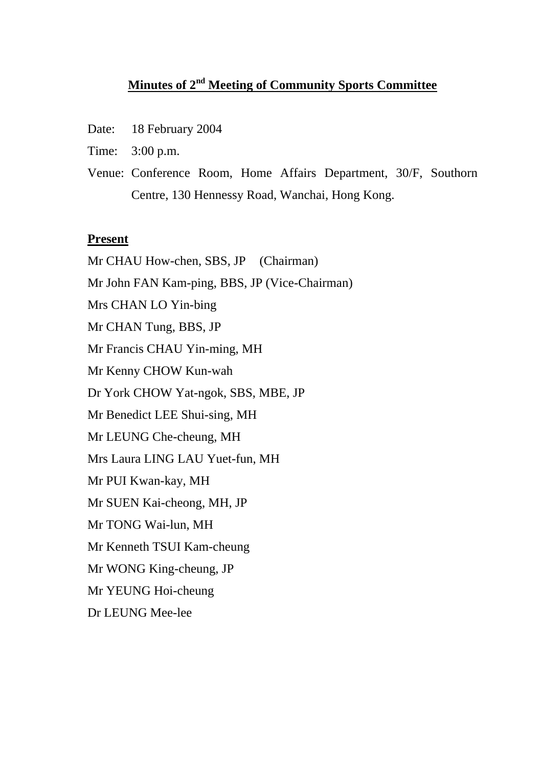# Minutes of 2nd Meeting of Community Sports Committee

Date: 18 February 2004

Time: 3:00 p.m.

Venue: Conference Room, Home Affairs Department, 30/F, Southorn Centre, 130 Hennessy Road, Wanchai, Hong Kong.

**Present**

Mr CHAU How-chen, SBS, JP (Chairman)
Mr John FAN Kam-ping, BBS, JP (Vice-Chairman)
Mrs CHAN LO Yin-bing
Mr CHAN Tung, BBS, JP
Mr Francis CHAU Yin-ming, MH
Mr Kenny CHOW Kun-wah
Dr York CHOW Yat-ngok, SBS, MBE, JP
Mr Benedict LEE Shui-sing, MH
Mr LEUNG Che-cheung, MH
Mrs Laura LING LAU Yuet-fun, MH
Mr PUI Kwan-kay, MH
Mr SUEN Kai-cheong, MH, JP
Mr TONG Wai-lun, MH
Mr Kenneth TSUI Kam-cheung
Mr WONG King-cheung, JP
Mr YEUNG Hoi-cheung
Dr LEUNG Mee-lee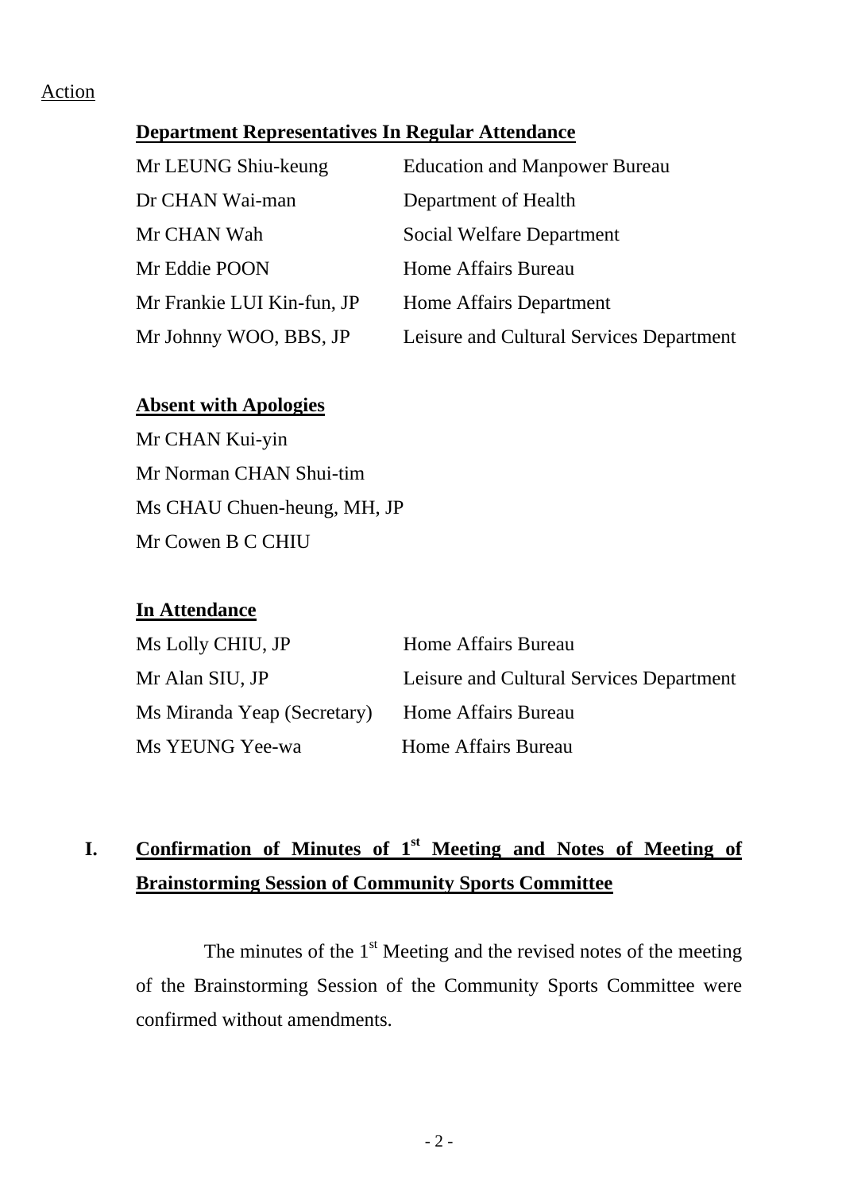Action

**Department Representatives In Regular Attendance**

| | |
|---|---|
| Mr LEUNG Shiu-keung | Education and Manpower Bureau |
| Dr CHAN Wai-man | Department of Health |
| Mr CHAN Wah | Social Welfare Department |
| Mr Eddie POON | Home Affairs Bureau |
| Mr Frankie LUI Kin-fun, JP | Home Affairs Department |
| Mr Johnny WOO, BBS, JP | Leisure and Cultural Services Department |

**Absent with Apologies**

Mr CHAN Kui-yin
Mr Norman CHAN Shui-tim
Ms CHAU Chuen-heung, MH, JP
Mr Cowen B C CHIU

**In Attendance**

| | |
|---|---|
| Ms Lolly CHIU, JP | Home Affairs Bureau |
| Mr Alan SIU, JP | Leisure and Cultural Services Department |
| Ms Miranda Yeap (Secretary) | Home Affairs Bureau |
| Ms YEUNG Yee-wa | Home Affairs Bureau |

## I. Confirmation of Minutes of 1st Meeting and Notes of Meeting of Brainstorming Session of Community Sports Committee

The minutes of the 1st Meeting and the revised notes of the meeting of the Brainstorming Session of the Community Sports Committee were confirmed without amendments.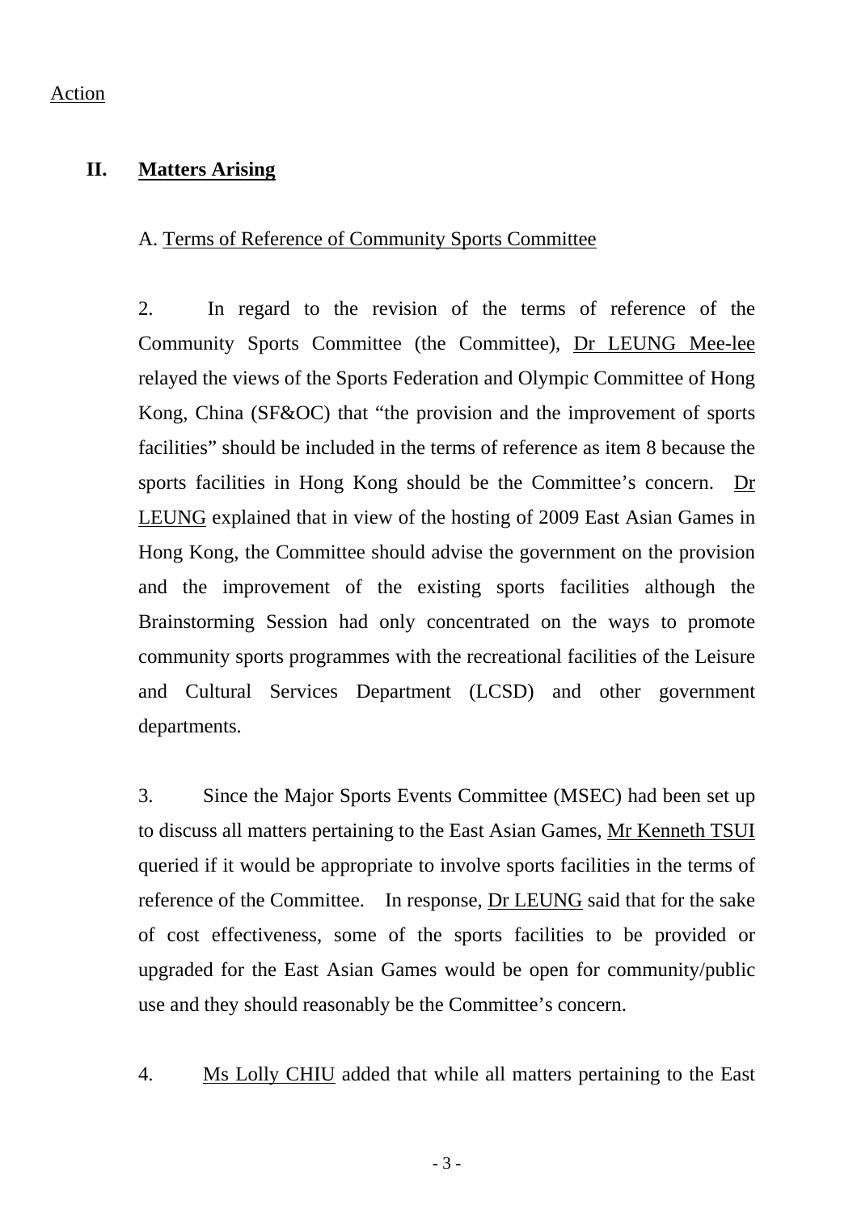Action

## II. Matters Arising

A. Terms of Reference of Community Sports Committee

2. In regard to the revision of the terms of reference of the Community Sports Committee (the Committee), Dr LEUNG Mee-lee relayed the views of the Sports Federation and Olympic Committee of Hong Kong, China (SF&OC) that "the provision and the improvement of sports facilities" should be included in the terms of reference as item 8 because the sports facilities in Hong Kong should be the Committee's concern. Dr LEUNG explained that in view of the hosting of 2009 East Asian Games in Hong Kong, the Committee should advise the government on the provision and the improvement of the existing sports facilities although the Brainstorming Session had only concentrated on the ways to promote community sports programmes with the recreational facilities of the Leisure and Cultural Services Department (LCSD) and other government departments.

3. Since the Major Sports Events Committee (MSEC) had been set up to discuss all matters pertaining to the East Asian Games, Mr Kenneth TSUI queried if it would be appropriate to involve sports facilities in the terms of reference of the Committee. In response, Dr LEUNG said that for the sake of cost effectiveness, some of the sports facilities to be provided or upgraded for the East Asian Games would be open for community/public use and they should reasonably be the Committee's concern.

4. Ms Lolly CHIU added that while all matters pertaining to the East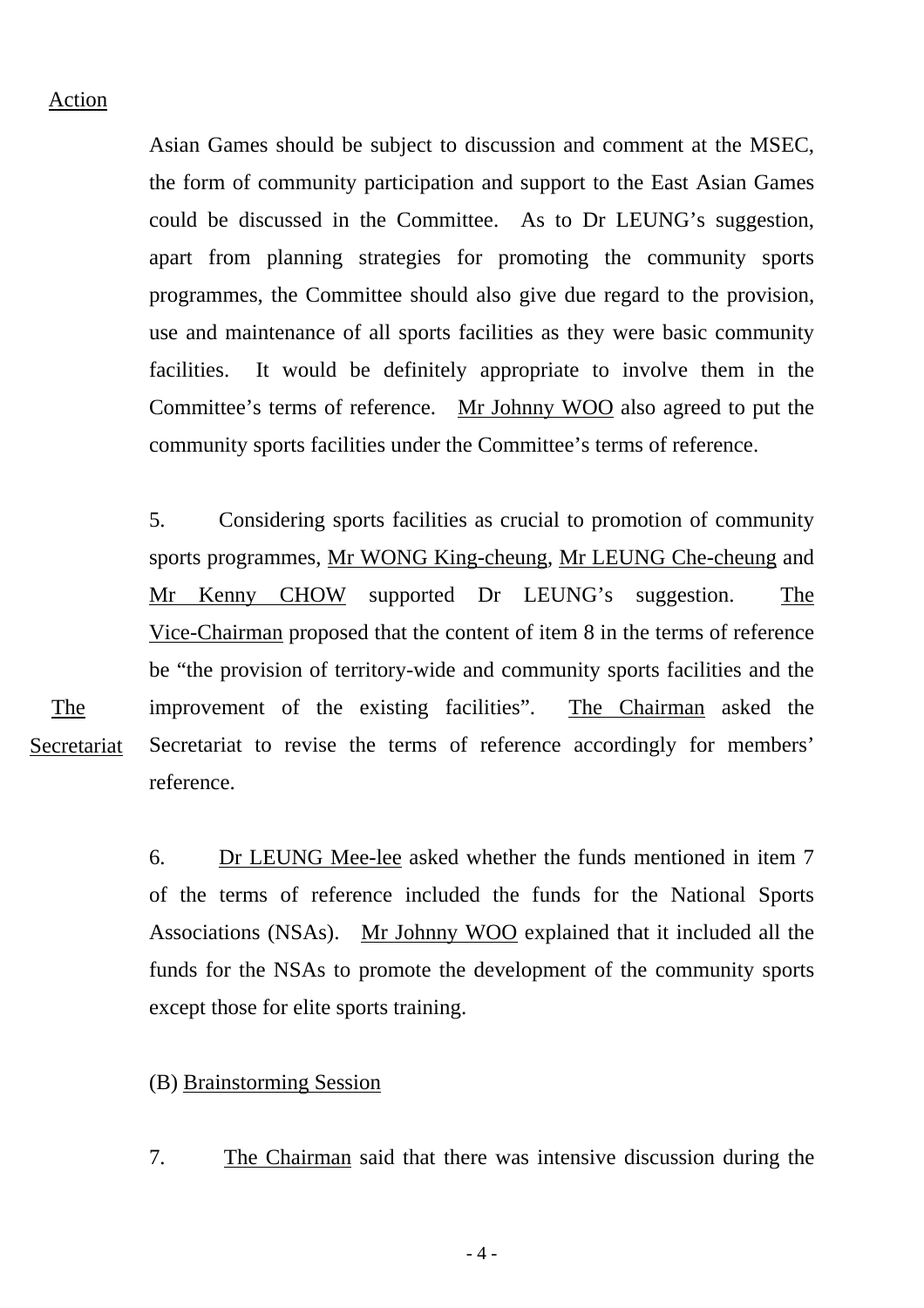Action

Asian Games should be subject to discussion and comment at the MSEC, the form of community participation and support to the East Asian Games could be discussed in the Committee. As to Dr LEUNG's suggestion, apart from planning strategies for promoting the community sports programmes, the Committee should also give due regard to the provision, use and maintenance of all sports facilities as they were basic community facilities. It would be definitely appropriate to involve them in the Committee's terms of reference. Mr Johnny WOO also agreed to put the community sports facilities under the Committee's terms of reference.

5. Considering sports facilities as crucial to promotion of community sports programmes, Mr WONG King-cheung, Mr LEUNG Che-cheung and Mr Kenny CHOW supported Dr LEUNG's suggestion. The Vice-Chairman proposed that the content of item 8 in the terms of reference be "the provision of territory-wide and community sports facilities and the improvement of the existing facilities". The Chairman asked the Secretariat to revise the terms of reference accordingly for members' reference. — **The Secretariat**

6. Dr LEUNG Mee-lee asked whether the funds mentioned in item 7 of the terms of reference included the funds for the National Sports Associations (NSAs). Mr Johnny WOO explained that it included all the funds for the NSAs to promote the development of the community sports except those for elite sports training.

(B) Brainstorming Session

7. The Chairman said that there was intensive discussion during the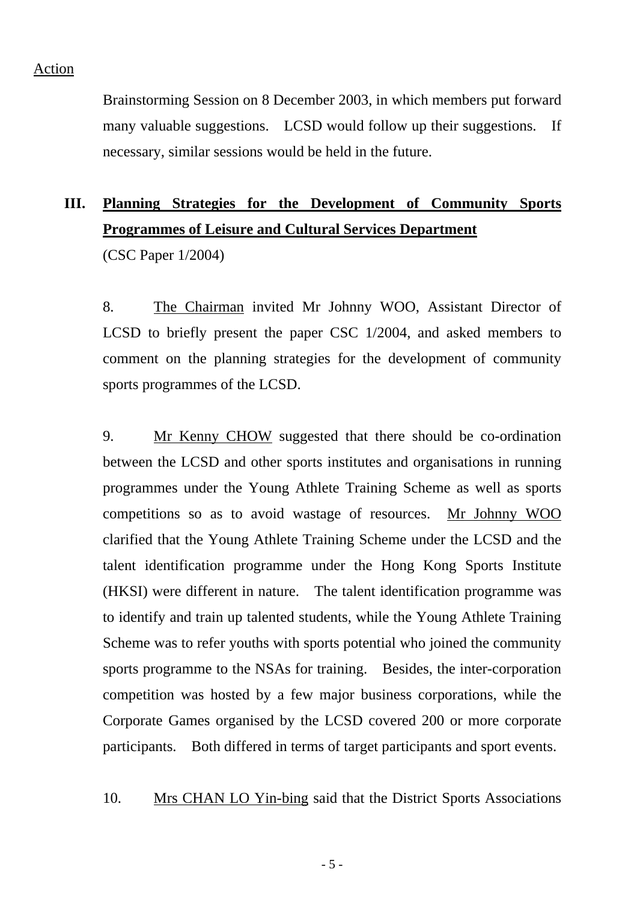Action

Brainstorming Session on 8 December 2003, in which members put forward many valuable suggestions. LCSD would follow up their suggestions. If necessary, similar sessions would be held in the future.

## III. Planning Strategies for the Development of Community Sports Programmes of Leisure and Cultural Services Department

(CSC Paper 1/2004)

8. The Chairman invited Mr Johnny WOO, Assistant Director of LCSD to briefly present the paper CSC 1/2004, and asked members to comment on the planning strategies for the development of community sports programmes of the LCSD.

9. Mr Kenny CHOW suggested that there should be co-ordination between the LCSD and other sports institutes and organisations in running programmes under the Young Athlete Training Scheme as well as sports competitions so as to avoid wastage of resources. Mr Johnny WOO clarified that the Young Athlete Training Scheme under the LCSD and the talent identification programme under the Hong Kong Sports Institute (HKSI) were different in nature. The talent identification programme was to identify and train up talented students, while the Young Athlete Training Scheme was to refer youths with sports potential who joined the community sports programme to the NSAs for training. Besides, the inter-corporation competition was hosted by a few major business corporations, while the Corporate Games organised by the LCSD covered 200 or more corporate participants. Both differed in terms of target participants and sport events.

10. Mrs CHAN LO Yin-bing said that the District Sports Associations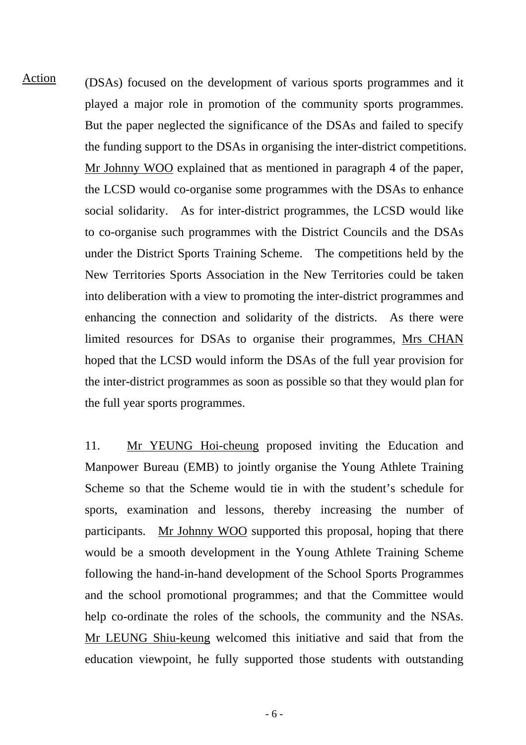Action

(DSAs) focused on the development of various sports programmes and it played a major role in promotion of the community sports programmes. But the paper neglected the significance of the DSAs and failed to specify the funding support to the DSAs in organising the inter-district competitions. Mr Johnny WOO explained that as mentioned in paragraph 4 of the paper, the LCSD would co-organise some programmes with the DSAs to enhance social solidarity. As for inter-district programmes, the LCSD would like to co-organise such programmes with the District Councils and the DSAs under the District Sports Training Scheme. The competitions held by the New Territories Sports Association in the New Territories could be taken into deliberation with a view to promoting the inter-district programmes and enhancing the connection and solidarity of the districts. As there were limited resources for DSAs to organise their programmes, Mrs CHAN hoped that the LCSD would inform the DSAs of the full year provision for the inter-district programmes as soon as possible so that they would plan for the full year sports programmes.

11. Mr YEUNG Hoi-cheung proposed inviting the Education and Manpower Bureau (EMB) to jointly organise the Young Athlete Training Scheme so that the Scheme would tie in with the student's schedule for sports, examination and lessons, thereby increasing the number of participants. Mr Johnny WOO supported this proposal, hoping that there would be a smooth development in the Young Athlete Training Scheme following the hand-in-hand development of the School Sports Programmes and the school promotional programmes; and that the Committee would help co-ordinate the roles of the schools, the community and the NSAs. Mr LEUNG Shiu-keung welcomed this initiative and said that from the education viewpoint, he fully supported those students with outstanding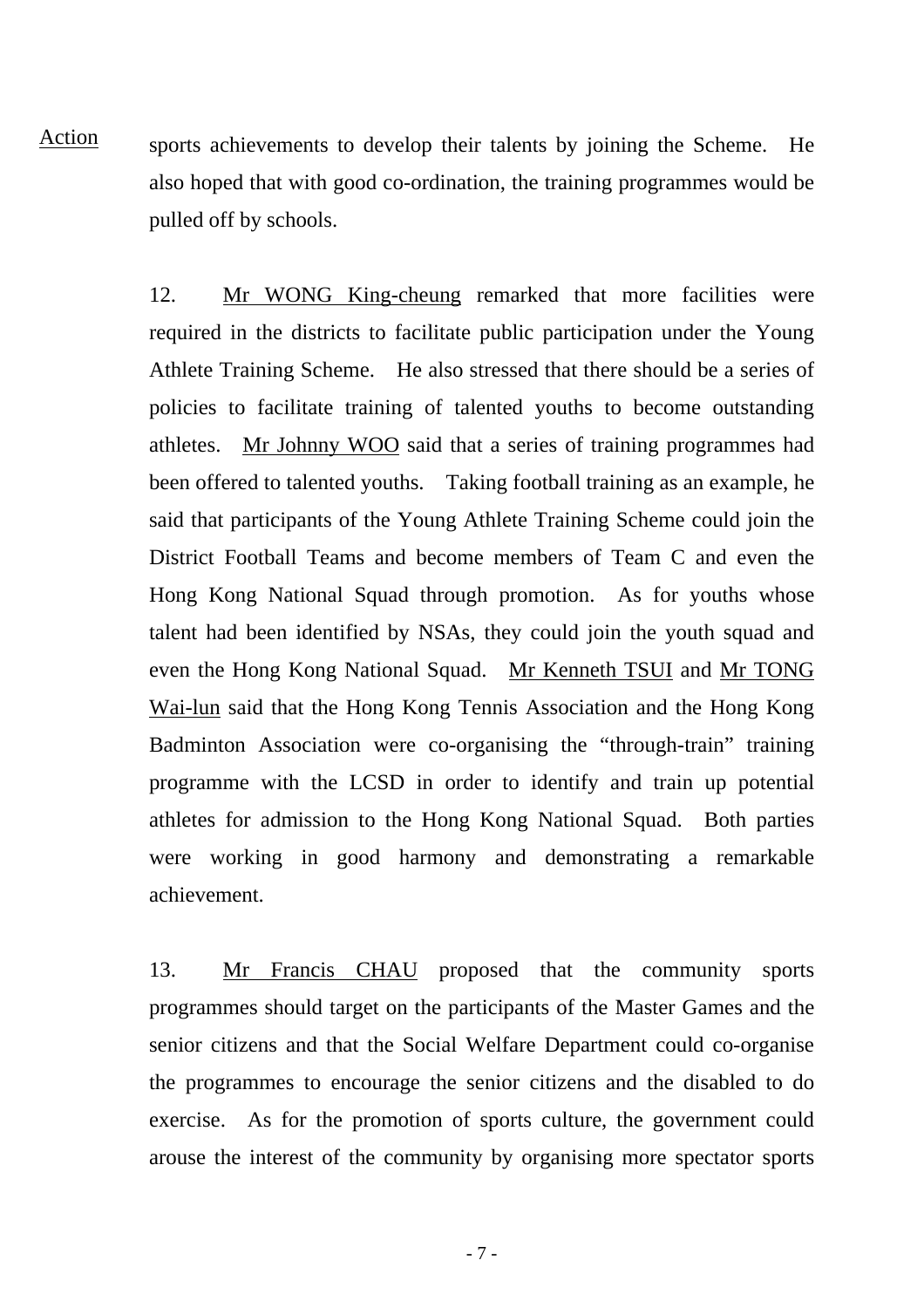Action

sports achievements to develop their talents by joining the Scheme. He also hoped that with good co-ordination, the training programmes would be pulled off by schools.

12. Mr WONG King-cheung remarked that more facilities were required in the districts to facilitate public participation under the Young Athlete Training Scheme. He also stressed that there should be a series of policies to facilitate training of talented youths to become outstanding athletes. Mr Johnny WOO said that a series of training programmes had been offered to talented youths. Taking football training as an example, he said that participants of the Young Athlete Training Scheme could join the District Football Teams and become members of Team C and even the Hong Kong National Squad through promotion. As for youths whose talent had been identified by NSAs, they could join the youth squad and even the Hong Kong National Squad. Mr Kenneth TSUI and Mr TONG Wai-lun said that the Hong Kong Tennis Association and the Hong Kong Badminton Association were co-organising the "through-train" training programme with the LCSD in order to identify and train up potential athletes for admission to the Hong Kong National Squad. Both parties were working in good harmony and demonstrating a remarkable achievement.

13. Mr Francis CHAU proposed that the community sports programmes should target on the participants of the Master Games and the senior citizens and that the Social Welfare Department could co-organise the programmes to encourage the senior citizens and the disabled to do exercise. As for the promotion of sports culture, the government could arouse the interest of the community by organising more spectator sports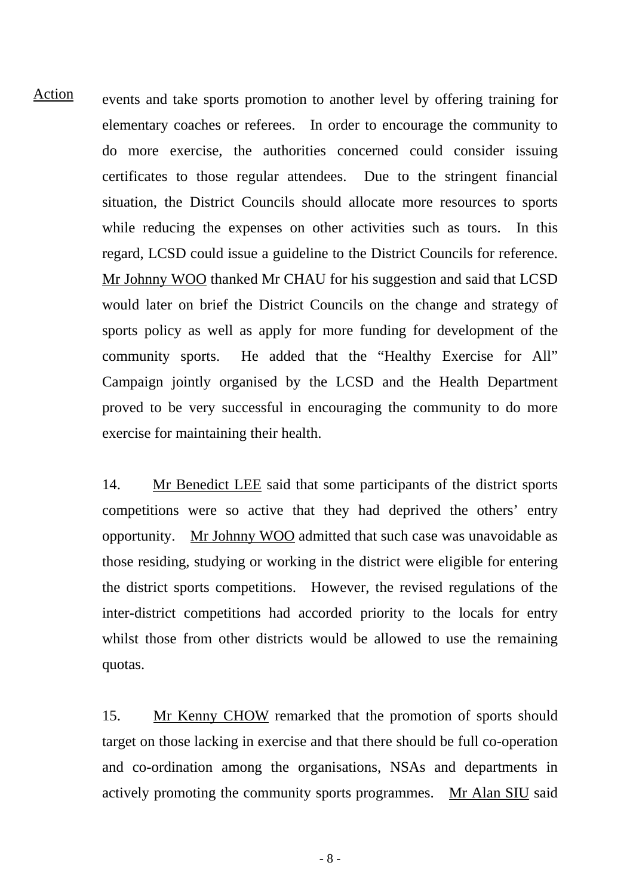Action

events and take sports promotion to another level by offering training for elementary coaches or referees. In order to encourage the community to do more exercise, the authorities concerned could consider issuing certificates to those regular attendees. Due to the stringent financial situation, the District Councils should allocate more resources to sports while reducing the expenses on other activities such as tours. In this regard, LCSD could issue a guideline to the District Councils for reference. Mr Johnny WOO thanked Mr CHAU for his suggestion and said that LCSD would later on brief the District Councils on the change and strategy of sports policy as well as apply for more funding for development of the community sports. He added that the "Healthy Exercise for All" Campaign jointly organised by the LCSD and the Health Department proved to be very successful in encouraging the community to do more exercise for maintaining their health.

14. Mr Benedict LEE said that some participants of the district sports competitions were so active that they had deprived the others' entry opportunity. Mr Johnny WOO admitted that such case was unavoidable as those residing, studying or working in the district were eligible for entering the district sports competitions. However, the revised regulations of the inter-district competitions had accorded priority to the locals for entry whilst those from other districts would be allowed to use the remaining quotas.

15. Mr Kenny CHOW remarked that the promotion of sports should target on those lacking in exercise and that there should be full co-operation and co-ordination among the organisations, NSAs and departments in actively promoting the community sports programmes. Mr Alan SIU said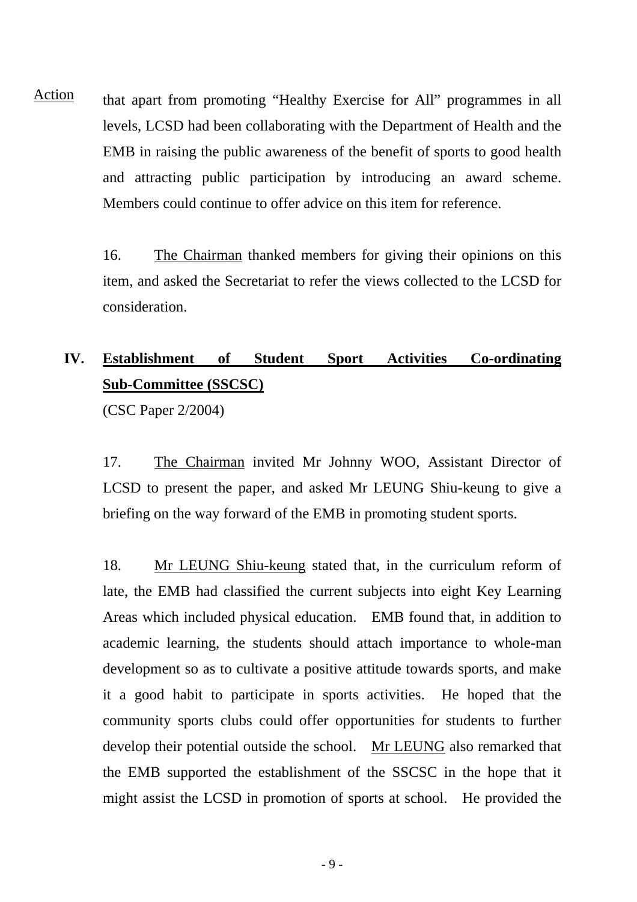Action

that apart from promoting "Healthy Exercise for All" programmes in all levels, LCSD had been collaborating with the Department of Health and the EMB in raising the public awareness of the benefit of sports to good health and attracting public participation by introducing an award scheme. Members could continue to offer advice on this item for reference.

16. The Chairman thanked members for giving their opinions on this item, and asked the Secretariat to refer the views collected to the LCSD for consideration.

## IV. Establishment of Student Sport Activities Co-ordinating Sub-Committee (SSCSC)

(CSC Paper 2/2004)

17. The Chairman invited Mr Johnny WOO, Assistant Director of LCSD to present the paper, and asked Mr LEUNG Shiu-keung to give a briefing on the way forward of the EMB in promoting student sports.

18. Mr LEUNG Shiu-keung stated that, in the curriculum reform of late, the EMB had classified the current subjects into eight Key Learning Areas which included physical education. EMB found that, in addition to academic learning, the students should attach importance to whole-man development so as to cultivate a positive attitude towards sports, and make it a good habit to participate in sports activities. He hoped that the community sports clubs could offer opportunities for students to further develop their potential outside the school. Mr LEUNG also remarked that the EMB supported the establishment of the SSCSC in the hope that it might assist the LCSD in promotion of sports at school. He provided the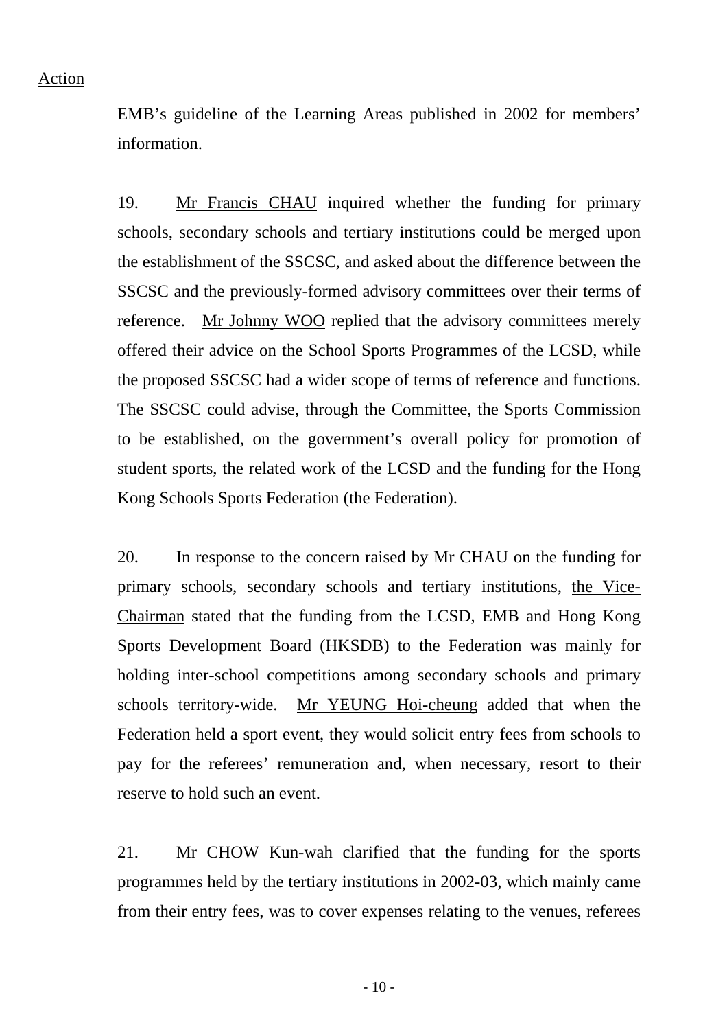Action

EMB's guideline of the Learning Areas published in 2002 for members' information.

19. Mr Francis CHAU inquired whether the funding for primary schools, secondary schools and tertiary institutions could be merged upon the establishment of the SSCSC, and asked about the difference between the SSCSC and the previously-formed advisory committees over their terms of reference. Mr Johnny WOO replied that the advisory committees merely offered their advice on the School Sports Programmes of the LCSD, while the proposed SSCSC had a wider scope of terms of reference and functions. The SSCSC could advise, through the Committee, the Sports Commission to be established, on the government's overall policy for promotion of student sports, the related work of the LCSD and the funding for the Hong Kong Schools Sports Federation (the Federation).

20. In response to the concern raised by Mr CHAU on the funding for primary schools, secondary schools and tertiary institutions, the Vice-Chairman stated that the funding from the LCSD, EMB and Hong Kong Sports Development Board (HKSDB) to the Federation was mainly for holding inter-school competitions among secondary schools and primary schools territory-wide. Mr YEUNG Hoi-cheung added that when the Federation held a sport event, they would solicit entry fees from schools to pay for the referees' remuneration and, when necessary, resort to their reserve to hold such an event.

21. Mr CHOW Kun-wah clarified that the funding for the sports programmes held by the tertiary institutions in 2002-03, which mainly came from their entry fees, was to cover expenses relating to the venues, referees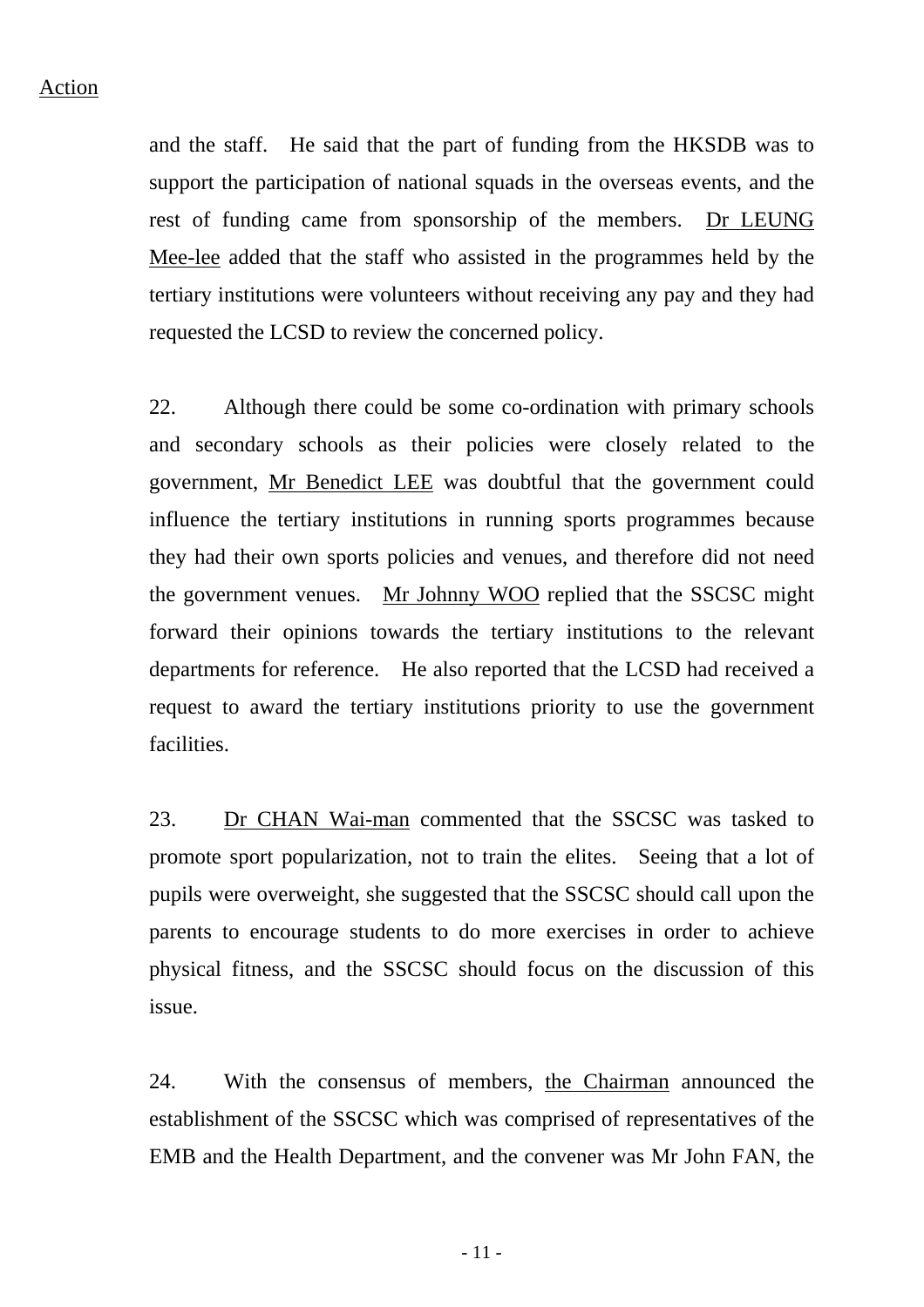Action

and the staff. He said that the part of funding from the HKSDB was to support the participation of national squads in the overseas events, and the rest of funding came from sponsorship of the members. Dr LEUNG Mee-lee added that the staff who assisted in the programmes held by the tertiary institutions were volunteers without receiving any pay and they had requested the LCSD to review the concerned policy.

22. Although there could be some co-ordination with primary schools and secondary schools as their policies were closely related to the government, Mr Benedict LEE was doubtful that the government could influence the tertiary institutions in running sports programmes because they had their own sports policies and venues, and therefore did not need the government venues. Mr Johnny WOO replied that the SSCSC might forward their opinions towards the tertiary institutions to the relevant departments for reference. He also reported that the LCSD had received a request to award the tertiary institutions priority to use the government facilities.

23. Dr CHAN Wai-man commented that the SSCSC was tasked to promote sport popularization, not to train the elites. Seeing that a lot of pupils were overweight, she suggested that the SSCSC should call upon the parents to encourage students to do more exercises in order to achieve physical fitness, and the SSCSC should focus on the discussion of this issue.

24. With the consensus of members, the Chairman announced the establishment of the SSCSC which was comprised of representatives of the EMB and the Health Department, and the convener was Mr John FAN, the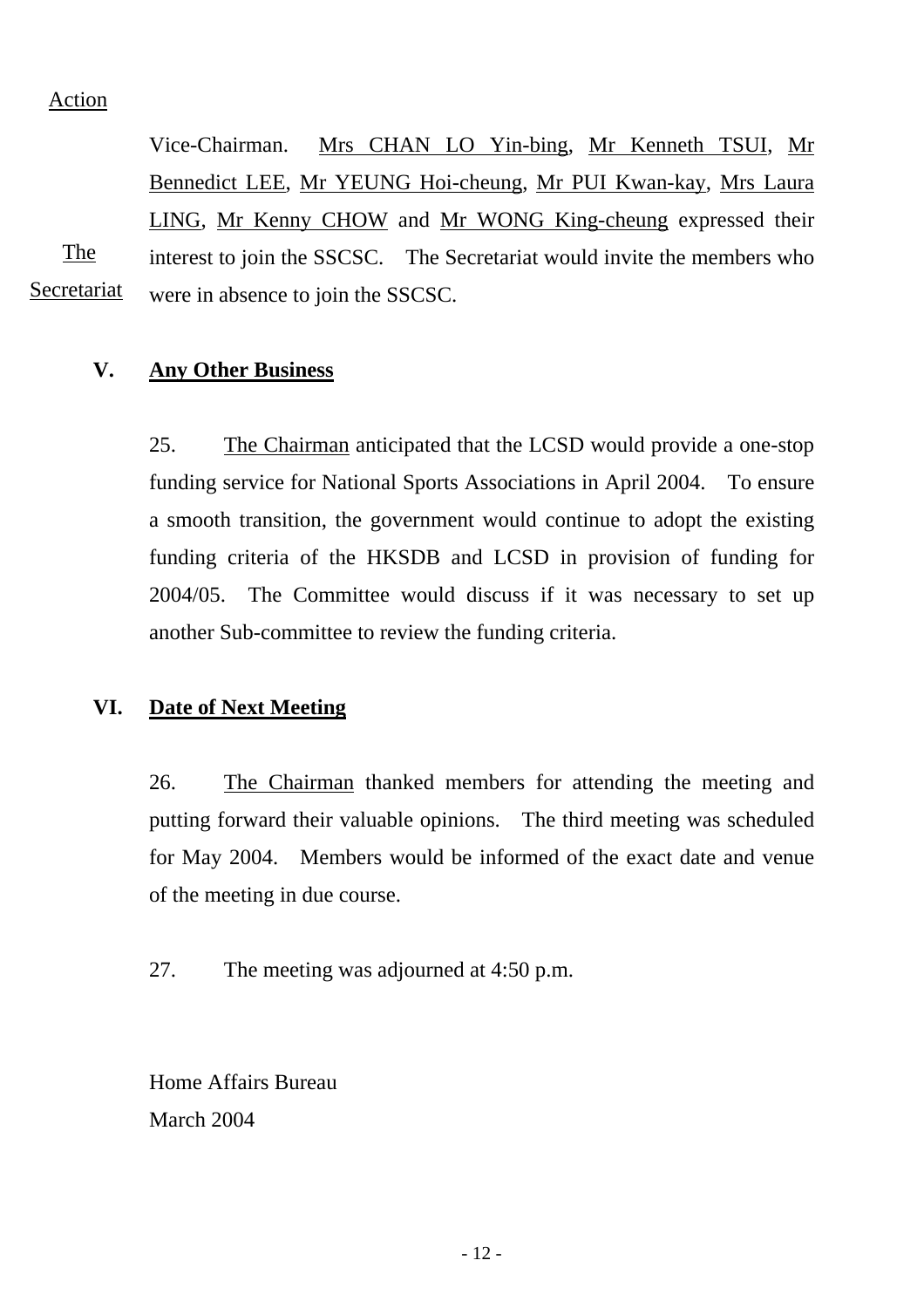Action

Vice-Chairman. Mrs CHAN LO Yin-bing, Mr Kenneth TSUI, Mr Bennedict LEE, Mr YEUNG Hoi-cheung, Mr PUI Kwan-kay, Mrs Laura LING, Mr Kenny CHOW and Mr WONG King-cheung expressed their interest to join the SSCSC. The Secretariat would invite the members who were in absence to join the SSCSC.

The Secretariat

## V. Any Other Business

25. The Chairman anticipated that the LCSD would provide a one-stop funding service for National Sports Associations in April 2004. To ensure a smooth transition, the government would continue to adopt the existing funding criteria of the HKSDB and LCSD in provision of funding for 2004/05. The Committee would discuss if it was necessary to set up another Sub-committee to review the funding criteria.

## VI. Date of Next Meeting

26. The Chairman thanked members for attending the meeting and putting forward their valuable opinions. The third meeting was scheduled for May 2004. Members would be informed of the exact date and venue of the meeting in due course.

27. The meeting was adjourned at 4:50 p.m.

Home Affairs Bureau
March 2004